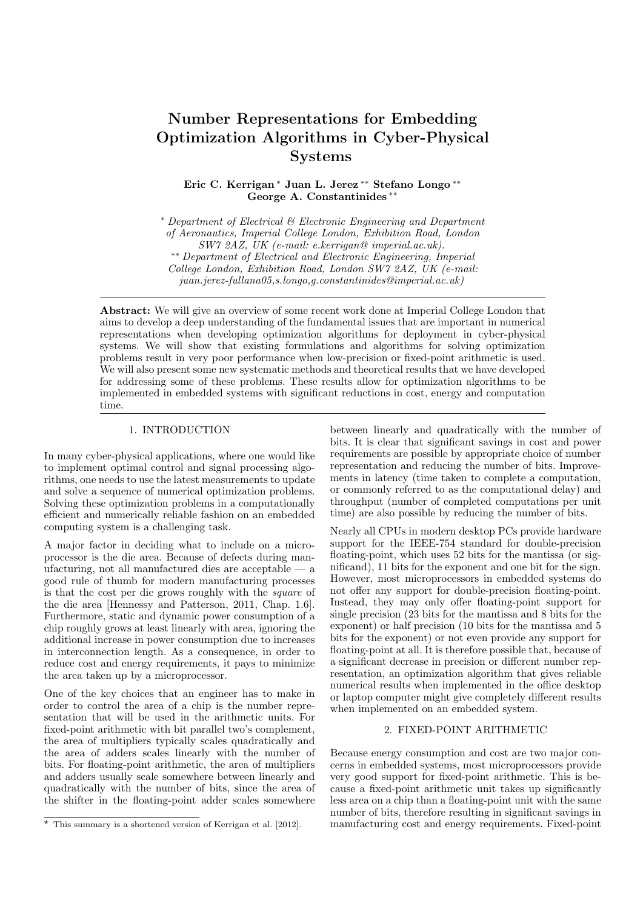# Number Representations for Embedding Optimization Algorithms in Cyber-Physical Systems

**Eric C. Kerrigan [*] Juan L. Jerez [**] Stefano Longo [**] George A. Constantinides [**]**

[*] *Department of Electrical & Electronic Engineering and Department of Aeronautics, Imperial College London, Exhibition Road, London SW7 2AZ, UK (e-mail: e.kerrigan@ imperial.ac.uk).*
[**] *Department of Electrical and Electronic Engineering, Imperial College London, Exhibition Road, London SW7 2AZ, UK (e-mail: juan.jerez-fullana05,s.longo,g.constantinides@imperial.ac.uk)*

**Abstract:** We will give an overview of some recent work done at Imperial College London that aims to develop a deep understanding of the fundamental issues that are important in numerical representations when developing optimization algorithms for deployment in cyber-physical systems. We will show that existing formulations and algorithms for solving optimization problems result in very poor performance when low-precision or fixed-point arithmetic is used. We will also present some new systematic methods and theoretical results that we have developed for addressing some of these problems. These results allow for optimization algorithms to be implemented in embedded systems with significant reductions in cost, energy and computation time.

## 1. INTRODUCTION

In many cyber-physical applications, where one would like to implement optimal control and signal processing algorithms, one needs to use the latest measurements to update and solve a sequence of numerical optimization problems. Solving these optimization problems in a computationally efficient and numerically reliable fashion on an embedded computing system is a challenging task.

A major factor in deciding what to include on a microprocessor is the die area. Because of defects during manufacturing, not all manufactured dies are acceptable — a good rule of thumb for modern manufacturing processes is that the cost per die grows roughly with the *square* of the die area [Hennessy and Patterson, 2011, Chap. 1.6]. Furthermore, static and dynamic power consumption of a chip roughly grows at least linearly with area, ignoring the additional increase in power consumption due to increases in interconnection length. As a consequence, in order to reduce cost and energy requirements, it pays to minimize the area taken up by a microprocessor.

One of the key choices that an engineer has to make in order to control the area of a chip is the number representation that will be used in the arithmetic units. For fixed-point arithmetic with bit parallel two's complement, the area of multipliers typically scales quadratically and the area of adders scales linearly with the number of bits. For floating-point arithmetic, the area of multipliers and adders usually scale somewhere between linearly and quadratically with the number of bits, since the area of the shifter in the floating-point adder scales somewhere between linearly and quadratically with the number of bits. It is clear that significant savings in cost and power requirements are possible by appropriate choice of number representation and reducing the number of bits. Improvements in latency (time taken to complete a computation, or commonly referred to as the computational delay) and throughput (number of completed computations per unit time) are also possible by reducing the number of bits.

Nearly all CPUs in modern desktop PCs provide hardware support for the IEEE-754 standard for double-precision floating-point, which uses 52 bits for the mantissa (or significand), 11 bits for the exponent and one bit for the sign. However, most microprocessors in embedded systems do not offer any support for double-precision floating-point. Instead, they may only offer floating-point support for single precision (23 bits for the mantissa and 8 bits for the exponent) or half precision (10 bits for the mantissa and 5 bits for the exponent) or not even provide any support for floating-point at all. It is therefore possible that, because of a significant decrease in precision or different number representation, an optimization algorithm that gives reliable numerical results when implemented in the office desktop or laptop computer might give completely different results when implemented on an embedded system.

## 2. FIXED-POINT ARITHMETIC

Because energy consumption and cost are two major concerns in embedded systems, most microprocessors provide very good support for fixed-point arithmetic. This is because a fixed-point arithmetic unit takes up significantly less area on a chip than a floating-point unit with the same number of bits, therefore resulting in significant savings in manufacturing cost and energy requirements. Fixed-point

[⋆] This summary is a shortened version of Kerrigan et al. [2012].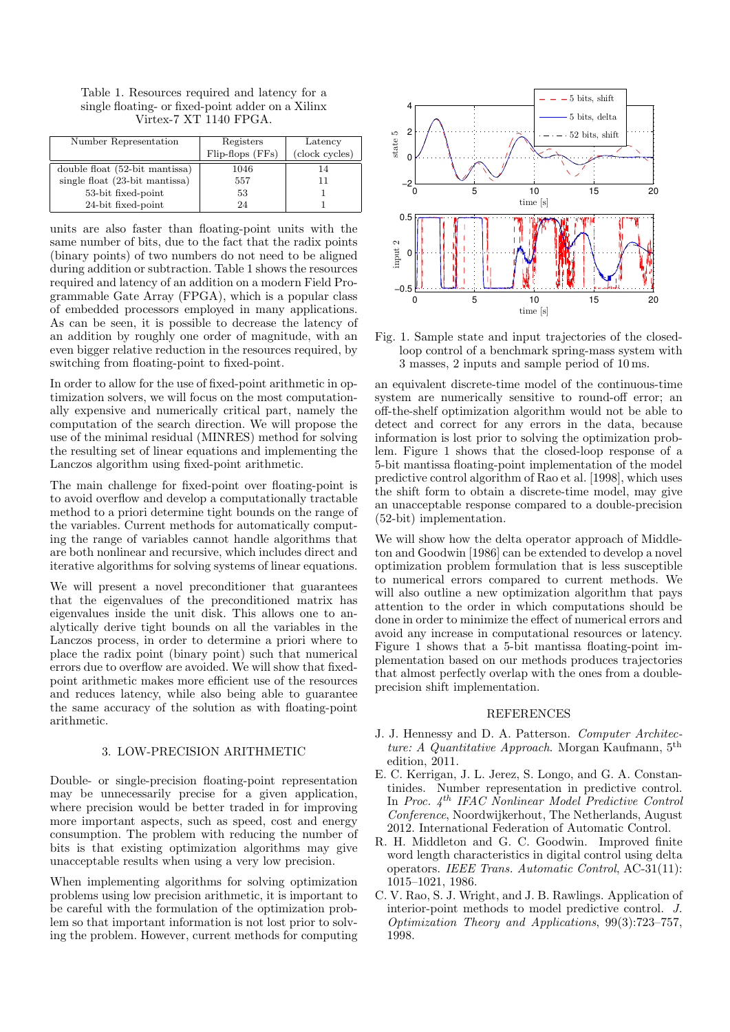Table 1. Resources required and latency for a single floating- or fixed-point adder on a Xilinx Virtex-7 XT 1140 FPGA.

| Number Representation | Registers Flip-flops (FFs) | Latency (clock cycles) |
|---|---|---|
| double float (52-bit mantissa) | 1046 | 14 |
| single float (23-bit mantissa) | 557 | 11 |
| 53-bit fixed-point | 53 | 1 |
| 24-bit fixed-point | 24 | 1 |

units are also faster than floating-point units with the same number of bits, due to the fact that the radix points (binary points) of two numbers do not need to be aligned during addition or subtraction. Table 1 shows the resources required and latency of an addition on a modern Field Programmable Gate Array (FPGA), which is a popular class of embedded processors employed in many applications. As can be seen, it is possible to decrease the latency of an addition by roughly one order of magnitude, with an even bigger relative reduction in the resources required, by switching from floating-point to fixed-point.

In order to allow for the use of fixed-point arithmetic in optimization solvers, we will focus on the most computationally expensive and numerically critical part, namely the computation of the search direction. We will propose the use of the minimal residual (MINRES) method for solving the resulting set of linear equations and implementing the Lanczos algorithm using fixed-point arithmetic.

The main challenge for fixed-point over floating-point is to avoid overflow and develop a computationally tractable method to a priori determine tight bounds on the range of the variables. Current methods for automatically computing the range of variables cannot handle algorithms that are both nonlinear and recursive, which includes direct and iterative algorithms for solving systems of linear equations.

We will present a novel preconditioner that guarantees that the eigenvalues of the preconditioned matrix has eigenvalues inside the unit disk. This allows one to analytically derive tight bounds on all the variables in the Lanczos process, in order to determine a priori where to place the radix point (binary point) such that numerical errors due to overflow are avoided. We will show that fixed-point arithmetic makes more efficient use of the resources and reduces latency, while also being able to guarantee the same accuracy of the solution as with floating-point arithmetic.

## 3. LOW-PRECISION ARITHMETIC

Double- or single-precision floating-point representation may be unnecessarily precise for a given application, where precision would be better traded in for improving more important aspects, such as speed, cost and energy consumption. The problem with reducing the number of bits is that existing optimization algorithms may give unacceptable results when using a very low precision.

When implementing algorithms for solving optimization problems using low precision arithmetic, it is important to be careful with the formulation of the optimization problem so that important information is not lost prior to solving the problem. However, current methods for computing an equivalent discrete-time model of the continuous-time system are numerically sensitive to round-off error; an off-the-shelf optimization algorithm would not be able to detect and correct for any errors in the data, because information is lost prior to solving the optimization problem. Figure 1 shows that the closed-loop response of a 5-bit mantissa floating-point implementation of the model predictive control algorithm of Rao et al. [1998], which uses the shift form to obtain a discrete-time model, may give an unacceptable response compared to a double-precision (52-bit) implementation.

We will show how the delta operator approach of Middleton and Goodwin [1986] can be extended to develop a novel optimization problem formulation that is less susceptible to numerical errors compared to current methods. We will also outline a new optimization algorithm that pays attention to the order in which computations should be done in order to minimize the effect of numerical errors and avoid any increase in computational resources or latency. Figure 1 shows that a 5-bit mantissa floating-point implementation based on our methods produces trajectories that almost perfectly overlap with the ones from a double-precision shift implementation.

5 bits, shift
5 bits, delta
52 bits, shift
state 5
time [s]
input 2
time [s]

Fig. 1. Sample state and input trajectories of the closed-loop control of a benchmark spring-mass system with 3 masses, 2 inputs and sample period of 10 ms.

## REFERENCES

J. J. Hennessy and D. A. Patterson. *Computer Architecture: A Quantitative Approach*. Morgan Kaufmann, 5th edition, 2011.

E. C. Kerrigan, J. L. Jerez, S. Longo, and G. A. Constantinides. Number representation in predictive control. In *Proc. 4th IFAC Nonlinear Model Predictive Control Conference*, Noordwijkerhout, The Netherlands, August 2012. International Federation of Automatic Control.

R. H. Middleton and G. C. Goodwin. Improved finite word length characteristics in digital control using delta operators. *IEEE Trans. Automatic Control*, AC-31(11): 1015–1021, 1986.

C. V. Rao, S. J. Wright, and J. B. Rawlings. Application of interior-point methods to model predictive control. *J. Optimization Theory and Applications*, 99(3):723–757, 1998.